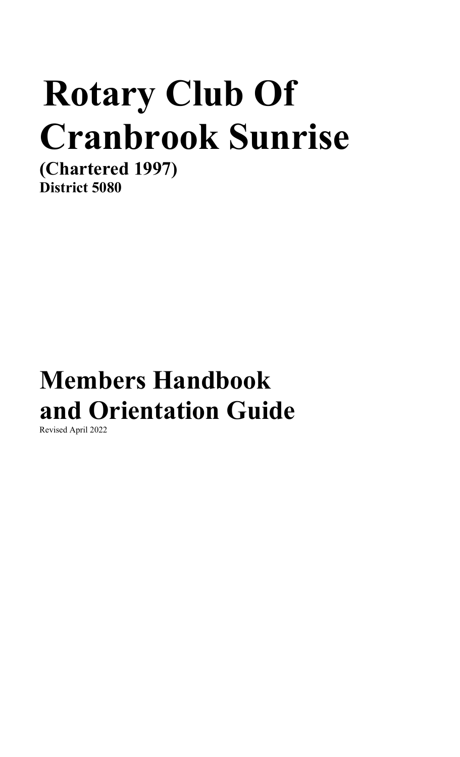# Rotary Club Of Cranbrook Sunrise

**(Chartered 1997)**
**District 5080**

# Members Handbook and Orientation Guide

Revised April 2022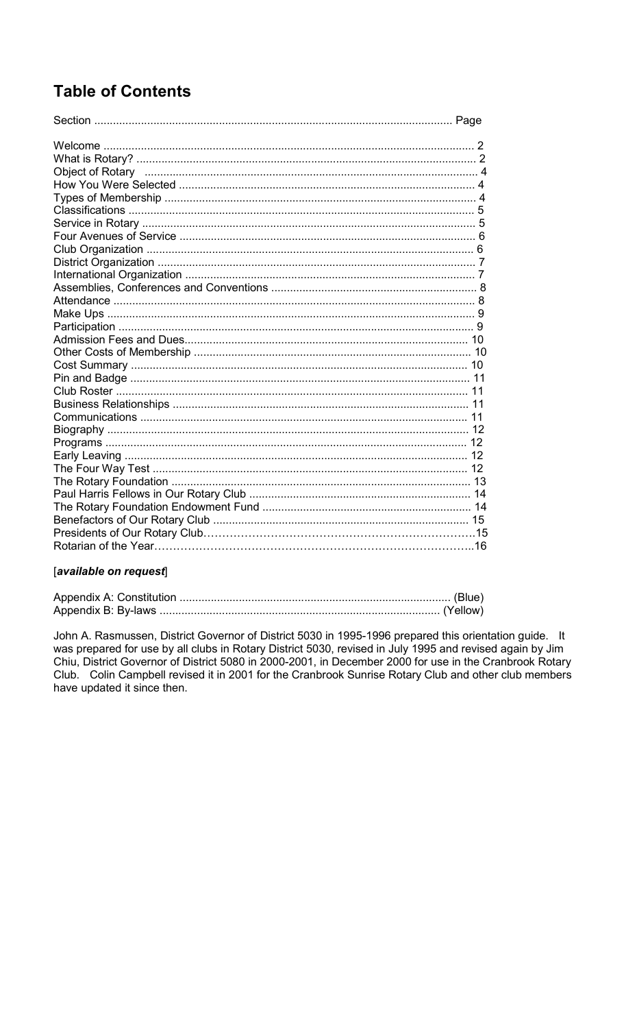## Table of Contents

| Section | Page |
| --- | --- |
| Welcome | 2 |
| What is Rotary? | 2 |
| Object of Rotary | 4 |
| How You Were Selected | 4 |
| Types of Membership | 4 |
| Classifications | 5 |
| Service in Rotary | 5 |
| Four Avenues of Service | 6 |
| Club Organization | 6 |
| District Organization | 7 |
| International Organization | 7 |
| Assemblies, Conferences and Conventions | 8 |
| Attendance | 8 |
| Make Ups | 9 |
| Participation | 9 |
| Admission Fees and Dues | 10 |
| Other Costs of Membership | 10 |
| Cost Summary | 10 |
| Pin and Badge | 11 |
| Club Roster | 11 |
| Business Relationships | 11 |
| Communications | 11 |
| Biography | 12 |
| Programs | 12 |
| Early Leaving | 12 |
| The Four Way Test | 12 |
| The Rotary Foundation | 13 |
| Paul Harris Fellows in Our Rotary Club | 14 |
| The Rotary Foundation Endowment Fund | 14 |
| Benefactors of Our Rotary Club | 15 |
| Presidents of Our Rotary Club | 15 |
| Rotarian of the Year | 16 |

[***available on request***]

| | |
| --- | --- |
| Appendix A: Constitution | (Blue) |
| Appendix B: By-laws | (Yellow) |

John A. Rasmussen, District Governor of District 5030 in 1995-1996 prepared this orientation guide. It was prepared for use by all clubs in Rotary District 5030, revised in July 1995 and revised again by Jim Chiu, District Governor of District 5080 in 2000-2001, in December 2000 for use in the Cranbrook Rotary Club. Colin Campbell revised it in 2001 for the Cranbrook Sunrise Rotary Club and other club members have updated it since then.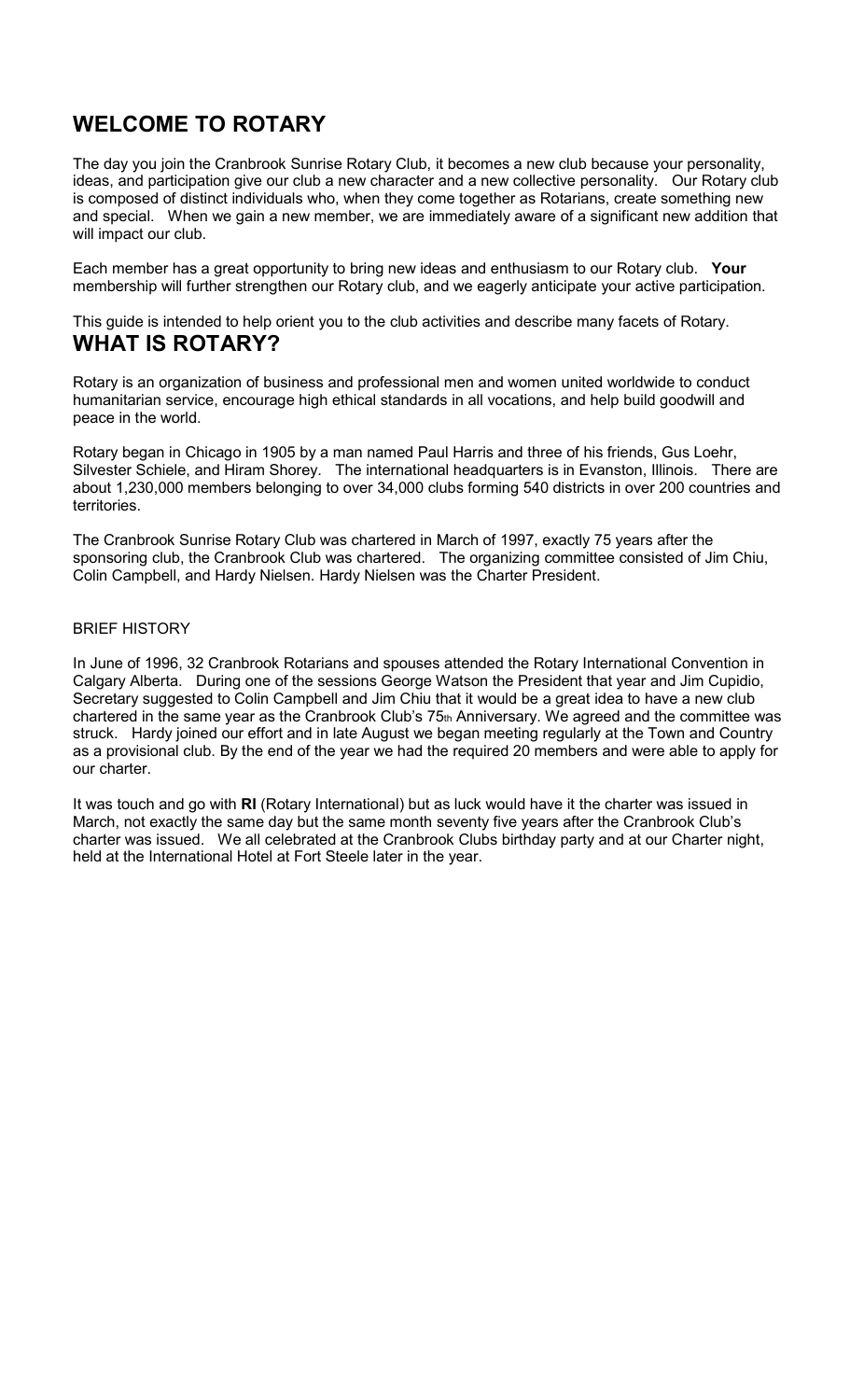## WELCOME TO ROTARY

The day you join the Cranbrook Sunrise Rotary Club, it becomes a new club because your personality, ideas, and participation give our club a new character and a new collective personality. Our Rotary club is composed of distinct individuals who, when they come together as Rotarians, create something new and special. When we gain a new member, we are immediately aware of a significant new addition that will impact our club.

Each member has a great opportunity to bring new ideas and enthusiasm to our Rotary club. **Your** membership will further strengthen our Rotary club, and we eagerly anticipate your active participation.

This guide is intended to help orient you to the club activities and describe many facets of Rotary.

## WHAT IS ROTARY?

Rotary is an organization of business and professional men and women united worldwide to conduct humanitarian service, encourage high ethical standards in all vocations, and help build goodwill and peace in the world.

Rotary began in Chicago in 1905 by a man named Paul Harris and three of his friends, Gus Loehr, Silvester Schiele, and Hiram Shorey. The international headquarters is in Evanston, Illinois. There are about 1,230,000 members belonging to over 34,000 clubs forming 540 districts in over 200 countries and territories.

The Cranbrook Sunrise Rotary Club was chartered in March of 1997, exactly 75 years after the sponsoring club, the Cranbrook Club was chartered. The organizing committee consisted of Jim Chiu, Colin Campbell, and Hardy Nielsen. Hardy Nielsen was the Charter President.

BRIEF HISTORY

In June of 1996, 32 Cranbrook Rotarians and spouses attended the Rotary International Convention in Calgary Alberta. During one of the sessions George Watson the President that year and Jim Cupidio, Secretary suggested to Colin Campbell and Jim Chiu that it would be a great idea to have a new club chartered in the same year as the Cranbrook Club's 75th Anniversary. We agreed and the committee was struck. Hardy joined our effort and in late August we began meeting regularly at the Town and Country as a provisional club. By the end of the year we had the required 20 members and were able to apply for our charter.

It was touch and go with **RI** (Rotary International) but as luck would have it the charter was issued in March, not exactly the same day but the same month seventy five years after the Cranbrook Club's charter was issued. We all celebrated at the Cranbrook Clubs birthday party and at our Charter night, held at the International Hotel at Fort Steele later in the year.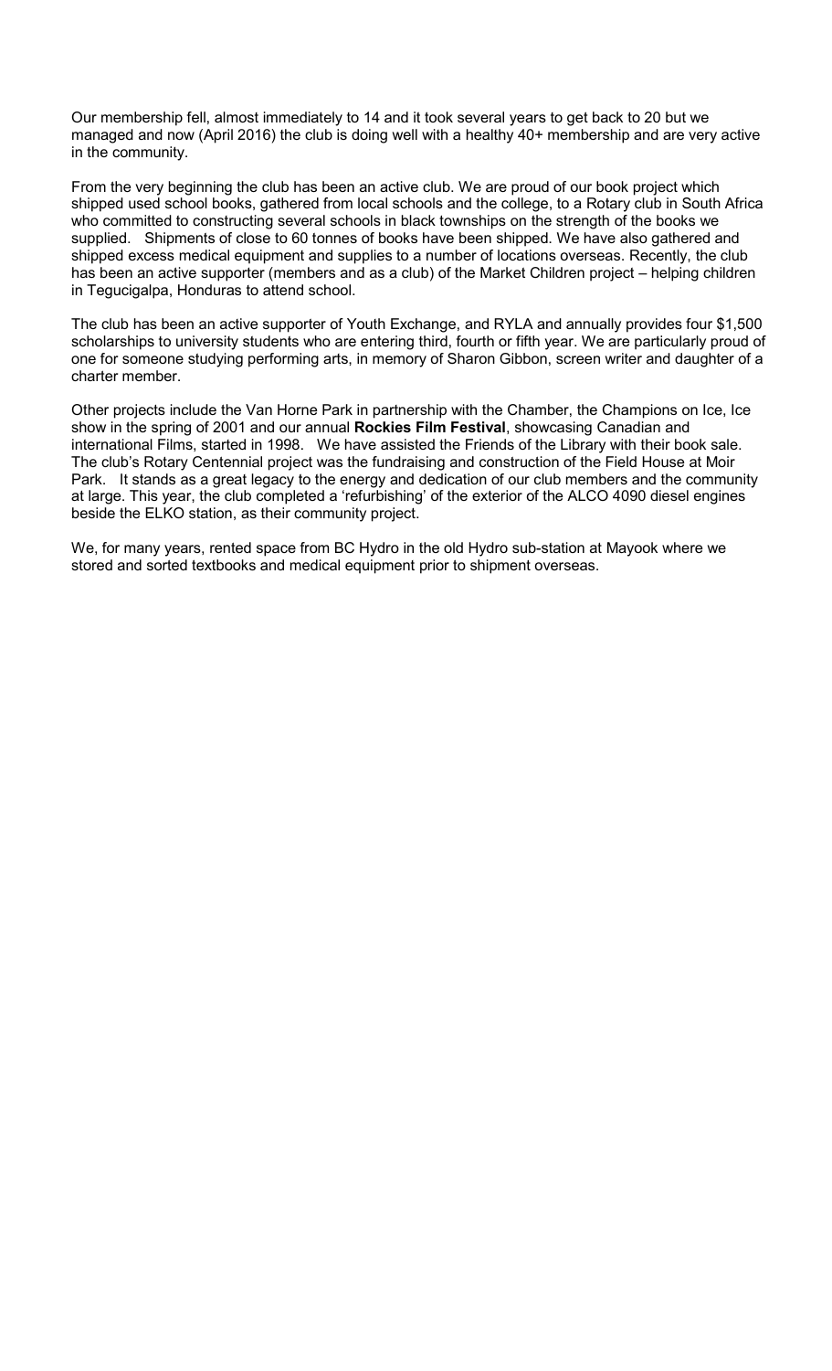Our membership fell, almost immediately to 14 and it took several years to get back to 20 but we managed and now (April 2016) the club is doing well with a healthy 40+ membership and are very active in the community.

From the very beginning the club has been an active club. We are proud of our book project which shipped used school books, gathered from local schools and the college, to a Rotary club in South Africa who committed to constructing several schools in black townships on the strength of the books we supplied. Shipments of close to 60 tonnes of books have been shipped. We have also gathered and shipped excess medical equipment and supplies to a number of locations overseas. Recently, the club has been an active supporter (members and as a club) of the Market Children project – helping children in Tegucigalpa, Honduras to attend school.

The club has been an active supporter of Youth Exchange, and RYLA and annually provides four $1,500 scholarships to university students who are entering third, fourth or fifth year. We are particularly proud of one for someone studying performing arts, in memory of Sharon Gibbon, screen writer and daughter of a charter member.

Other projects include the Van Horne Park in partnership with the Chamber, the Champions on Ice, Ice show in the spring of 2001 and our annual **Rockies Film Festival**, showcasing Canadian and international Films, started in 1998. We have assisted the Friends of the Library with their book sale. The club's Rotary Centennial project was the fundraising and construction of the Field House at Moir Park. It stands as a great legacy to the energy and dedication of our club members and the community at large. This year, the club completed a 'refurbishing' of the exterior of the ALCO 4090 diesel engines beside the ELKO station, as their community project.

We, for many years, rented space from BC Hydro in the old Hydro sub-station at Mayook where we stored and sorted textbooks and medical equipment prior to shipment overseas.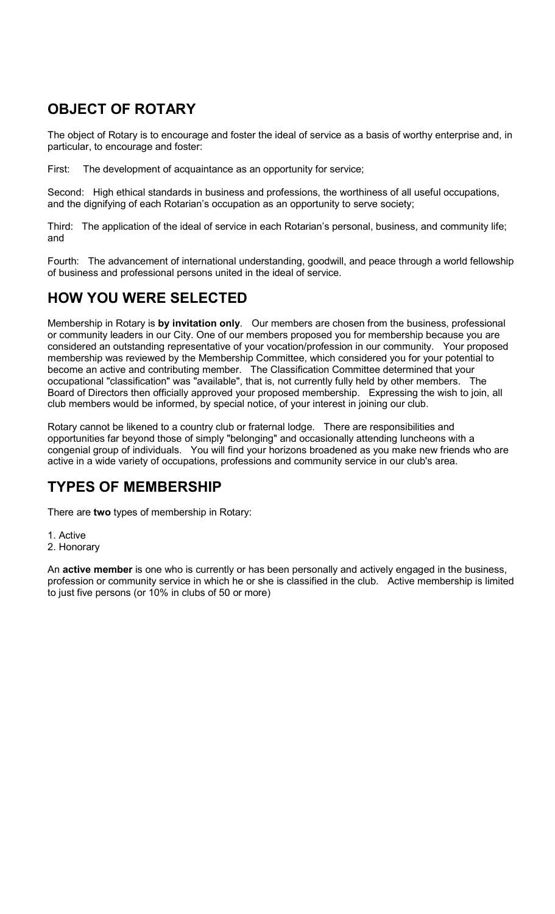## OBJECT OF ROTARY

The object of Rotary is to encourage and foster the ideal of service as a basis of worthy enterprise and, in particular, to encourage and foster:

First: The development of acquaintance as an opportunity for service;

Second: High ethical standards in business and professions, the worthiness of all useful occupations, and the dignifying of each Rotarian's occupation as an opportunity to serve society;

Third: The application of the ideal of service in each Rotarian's personal, business, and community life; and

Fourth: The advancement of international understanding, goodwill, and peace through a world fellowship of business and professional persons united in the ideal of service.

## HOW YOU WERE SELECTED

Membership in Rotary is **by invitation only**. Our members are chosen from the business, professional or community leaders in our City. One of our members proposed you for membership because you are considered an outstanding representative of your vocation/profession in our community. Your proposed membership was reviewed by the Membership Committee, which considered you for your potential to become an active and contributing member. The Classification Committee determined that your occupational "classification" was "available", that is, not currently fully held by other members. The Board of Directors then officially approved your proposed membership. Expressing the wish to join, all club members would be informed, by special notice, of your interest in joining our club.

Rotary cannot be likened to a country club or fraternal lodge. There are responsibilities and opportunities far beyond those of simply "belonging" and occasionally attending luncheons with a congenial group of individuals. You will find your horizons broadened as you make new friends who are active in a wide variety of occupations, professions and community service in our club's area.

## TYPES OF MEMBERSHIP

There are **two** types of membership in Rotary:

1. Active
2. Honorary

An **active member** is one who is currently or has been personally and actively engaged in the business, profession or community service in which he or she is classified in the club. Active membership is limited to just five persons (or 10% in clubs of 50 or more)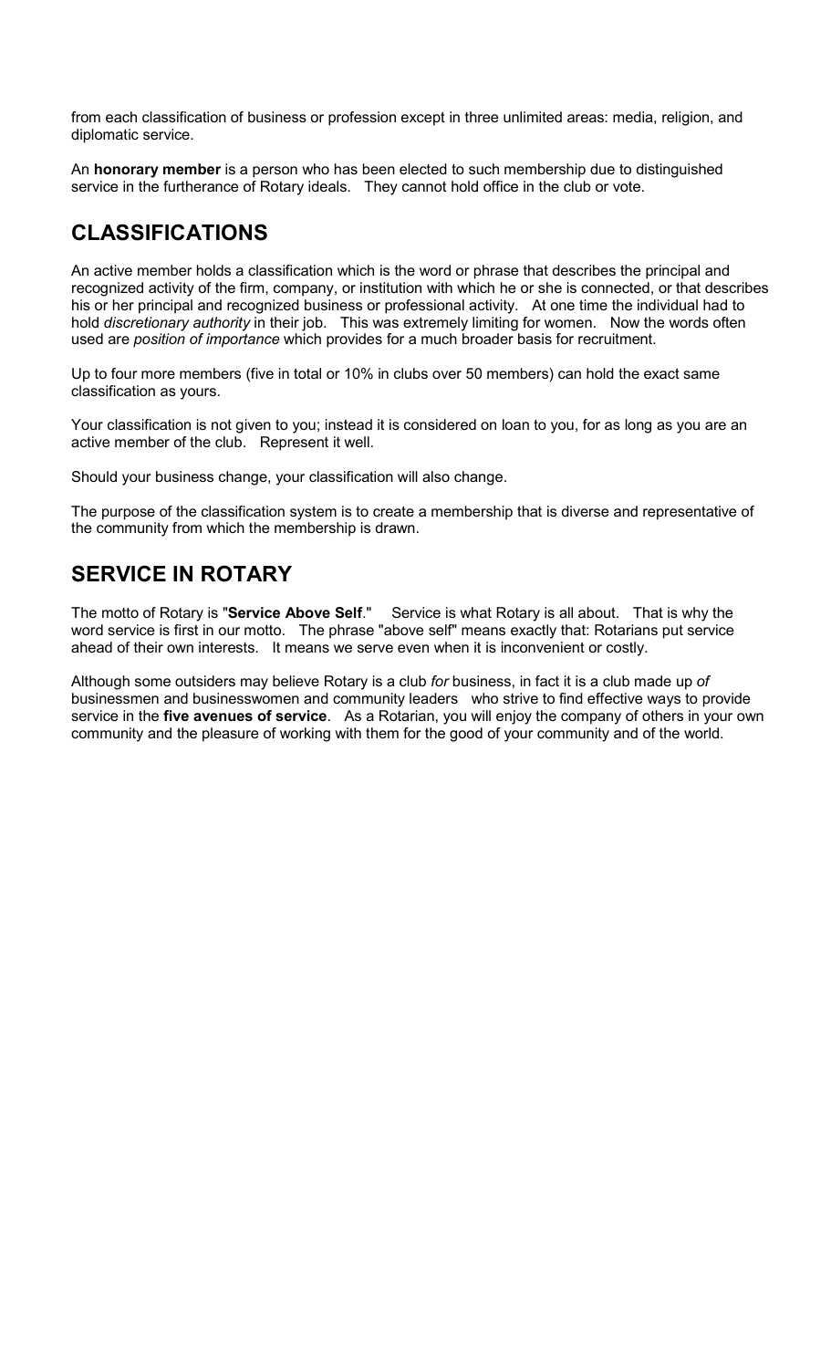from each classification of business or profession except in three unlimited areas: media, religion, and diplomatic service.

An **honorary member** is a person who has been elected to such membership due to distinguished service in the furtherance of Rotary ideals. They cannot hold office in the club or vote.

## CLASSIFICATIONS

An active member holds a classification which is the word or phrase that describes the principal and recognized activity of the firm, company, or institution with which he or she is connected, or that describes his or her principal and recognized business or professional activity. At one time the individual had to hold *discretionary authority* in their job. This was extremely limiting for women. Now the words often used are *position of importance* which provides for a much broader basis for recruitment.

Up to four more members (five in total or 10% in clubs over 50 members) can hold the exact same classification as yours.

Your classification is not given to you; instead it is considered on loan to you, for as long as you are an active member of the club. Represent it well.

Should your business change, your classification will also change.

The purpose of the classification system is to create a membership that is diverse and representative of the community from which the membership is drawn.

## SERVICE IN ROTARY

The motto of Rotary is "**Service Above Self**." Service is what Rotary is all about. That is why the word service is first in our motto. The phrase "above self" means exactly that: Rotarians put service ahead of their own interests. It means we serve even when it is inconvenient or costly.

Although some outsiders may believe Rotary is a club *for* business, in fact it is a club made up *of* businessmen and businesswomen and community leaders who strive to find effective ways to provide service in the **five avenues of service**. As a Rotarian, you will enjoy the company of others in your own community and the pleasure of working with them for the good of your community and of the world.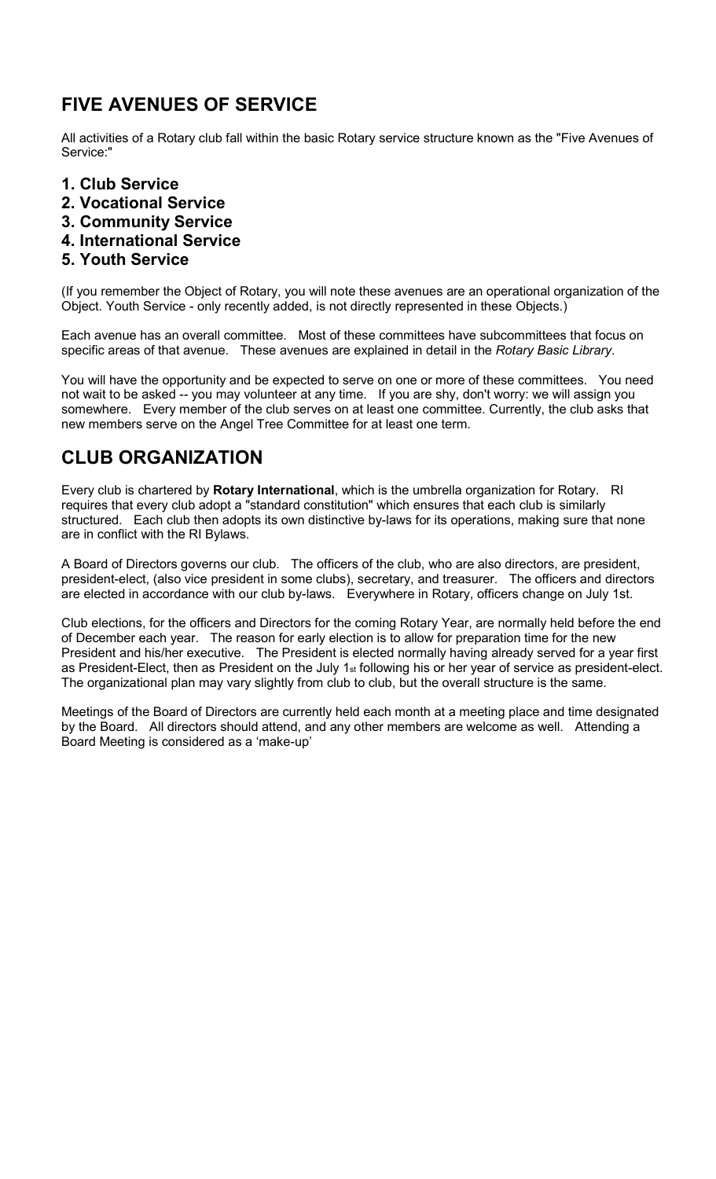## FIVE AVENUES OF SERVICE

All activities of a Rotary club fall within the basic Rotary service structure known as the "Five Avenues of Service:"

**1. Club Service**
**2. Vocational Service**
**3. Community Service**
**4. International Service**
**5. Youth Service**

(If you remember the Object of Rotary, you will note these avenues are an operational organization of the Object. Youth Service - only recently added, is not directly represented in these Objects.)

Each avenue has an overall committee. Most of these committees have subcommittees that focus on specific areas of that avenue. These avenues are explained in detail in the *Rotary Basic Library*.

You will have the opportunity and be expected to serve on one or more of these committees. You need not wait to be asked -- you may volunteer at any time. If you are shy, don't worry: we will assign you somewhere. Every member of the club serves on at least one committee. Currently, the club asks that new members serve on the Angel Tree Committee for at least one term.

## CLUB ORGANIZATION

Every club is chartered by **Rotary International**, which is the umbrella organization for Rotary. RI requires that every club adopt a "standard constitution" which ensures that each club is similarly structured. Each club then adopts its own distinctive by-laws for its operations, making sure that none are in conflict with the RI Bylaws.

A Board of Directors governs our club. The officers of the club, who are also directors, are president, president-elect, (also vice president in some clubs), secretary, and treasurer. The officers and directors are elected in accordance with our club by-laws. Everywhere in Rotary, officers change on July 1st.

Club elections, for the officers and Directors for the coming Rotary Year, are normally held before the end of December each year. The reason for early election is to allow for preparation time for the new President and his/her executive. The President is elected normally having already served for a year first as President-Elect, then as President on the July 1st following his or her year of service as president-elect. The organizational plan may vary slightly from club to club, but the overall structure is the same.

Meetings of the Board of Directors are currently held each month at a meeting place and time designated by the Board. All directors should attend, and any other members are welcome as well. Attending a Board Meeting is considered as a 'make-up'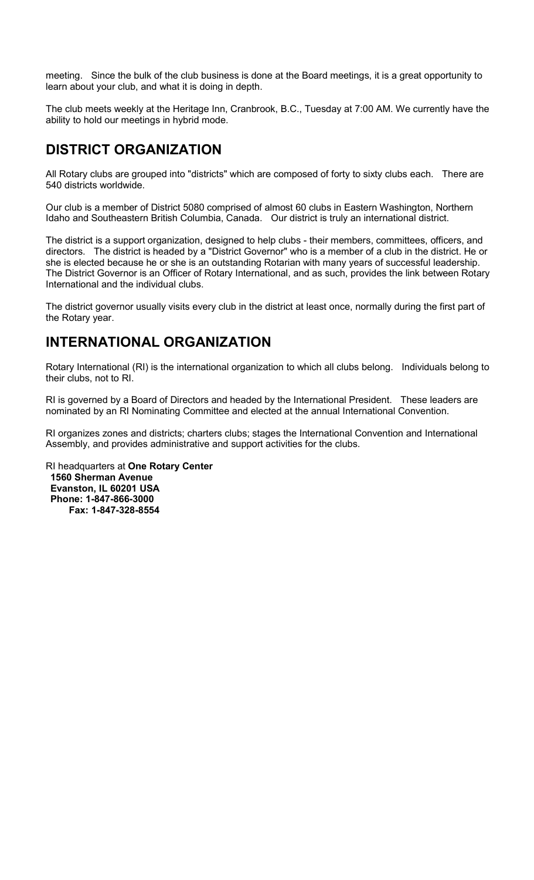meeting. Since the bulk of the club business is done at the Board meetings, it is a great opportunity to learn about your club, and what it is doing in depth.

The club meets weekly at the Heritage Inn, Cranbrook, B.C., Tuesday at 7:00 AM. We currently have the ability to hold our meetings in hybrid mode.

## DISTRICT ORGANIZATION

All Rotary clubs are grouped into "districts" which are composed of forty to sixty clubs each. There are 540 districts worldwide.

Our club is a member of District 5080 comprised of almost 60 clubs in Eastern Washington, Northern Idaho and Southeastern British Columbia, Canada. Our district is truly an international district.

The district is a support organization, designed to help clubs - their members, committees, officers, and directors. The district is headed by a "District Governor" who is a member of a club in the district. He or she is elected because he or she is an outstanding Rotarian with many years of successful leadership. The District Governor is an Officer of Rotary International, and as such, provides the link between Rotary International and the individual clubs.

The district governor usually visits every club in the district at least once, normally during the first part of the Rotary year.

## INTERNATIONAL ORGANIZATION

Rotary International (RI) is the international organization to which all clubs belong. Individuals belong to their clubs, not to RI.

RI is governed by a Board of Directors and headed by the International President. These leaders are nominated by an RI Nominating Committee and elected at the annual International Convention.

RI organizes zones and districts; charters clubs; stages the International Convention and International Assembly, and provides administrative and support activities for the clubs.

RI headquarters at **One Rotary Center**
**1560 Sherman Avenue**
**Evanston, IL 60201 USA**
**Phone: 1-847-866-3000**
**Fax: 1-847-328-8554**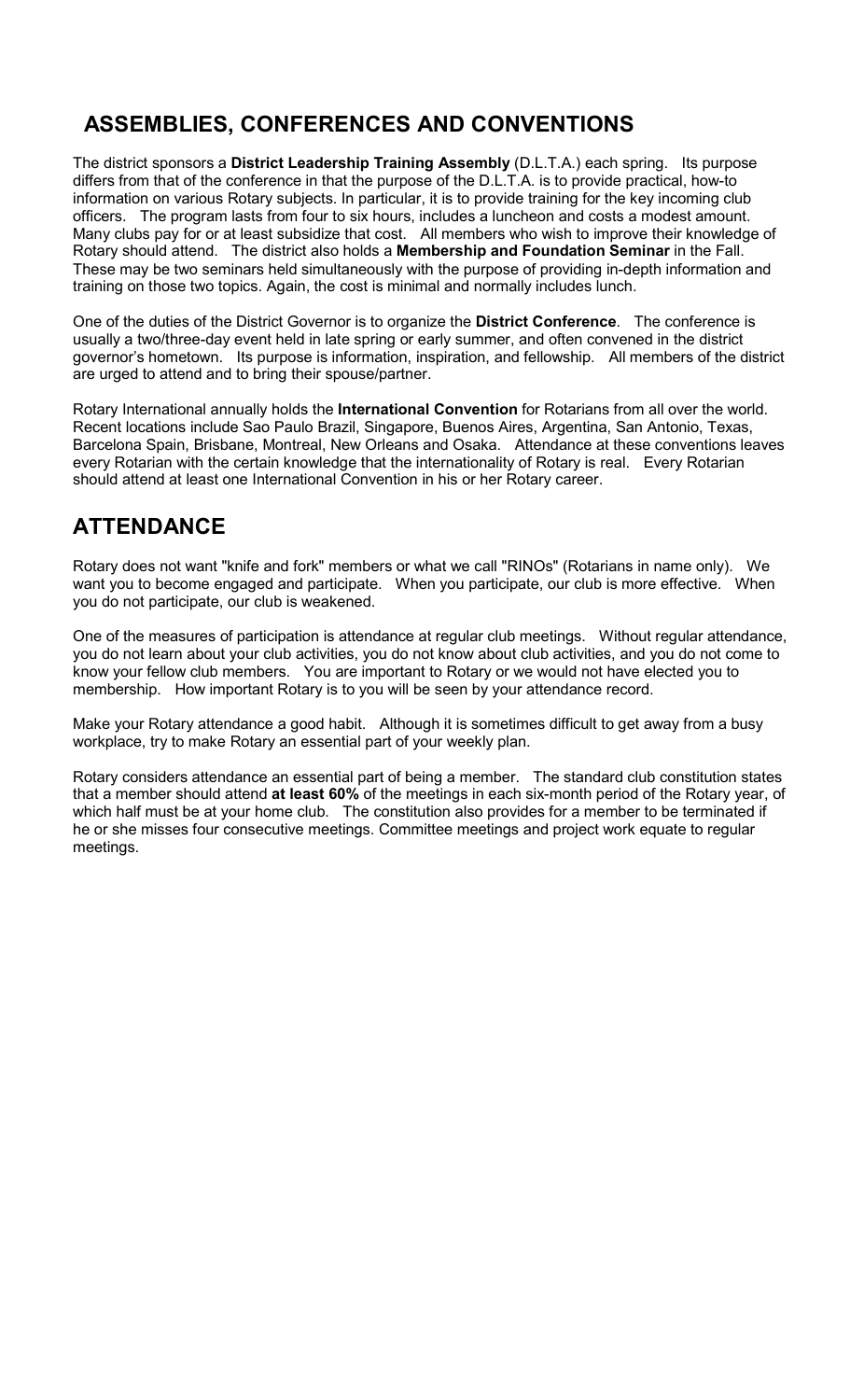## ASSEMBLIES, CONFERENCES AND CONVENTIONS

The district sponsors a **District Leadership Training Assembly** (D.L.T.A.) each spring. Its purpose differs from that of the conference in that the purpose of the D.L.T.A. is to provide practical, how-to information on various Rotary subjects. In particular, it is to provide training for the key incoming club officers. The program lasts from four to six hours, includes a luncheon and costs a modest amount. Many clubs pay for or at least subsidize that cost. All members who wish to improve their knowledge of Rotary should attend. The district also holds a **Membership and Foundation Seminar** in the Fall. These may be two seminars held simultaneously with the purpose of providing in-depth information and training on those two topics. Again, the cost is minimal and normally includes lunch.

One of the duties of the District Governor is to organize the **District Conference**. The conference is usually a two/three-day event held in late spring or early summer, and often convened in the district governor's hometown. Its purpose is information, inspiration, and fellowship. All members of the district are urged to attend and to bring their spouse/partner.

Rotary International annually holds the **International Convention** for Rotarians from all over the world. Recent locations include Sao Paulo Brazil, Singapore, Buenos Aires, Argentina, San Antonio, Texas, Barcelona Spain, Brisbane, Montreal, New Orleans and Osaka. Attendance at these conventions leaves every Rotarian with the certain knowledge that the internationality of Rotary is real. Every Rotarian should attend at least one International Convention in his or her Rotary career.

## ATTENDANCE

Rotary does not want "knife and fork" members or what we call "RINOs" (Rotarians in name only). We want you to become engaged and participate. When you participate, our club is more effective. When you do not participate, our club is weakened.

One of the measures of participation is attendance at regular club meetings. Without regular attendance, you do not learn about your club activities, you do not know about club activities, and you do not come to know your fellow club members. You are important to Rotary or we would not have elected you to membership. How important Rotary is to you will be seen by your attendance record.

Make your Rotary attendance a good habit. Although it is sometimes difficult to get away from a busy workplace, try to make Rotary an essential part of your weekly plan.

Rotary considers attendance an essential part of being a member. The standard club constitution states that a member should attend **at least 60%** of the meetings in each six-month period of the Rotary year, of which half must be at your home club. The constitution also provides for a member to be terminated if he or she misses four consecutive meetings. Committee meetings and project work equate to regular meetings.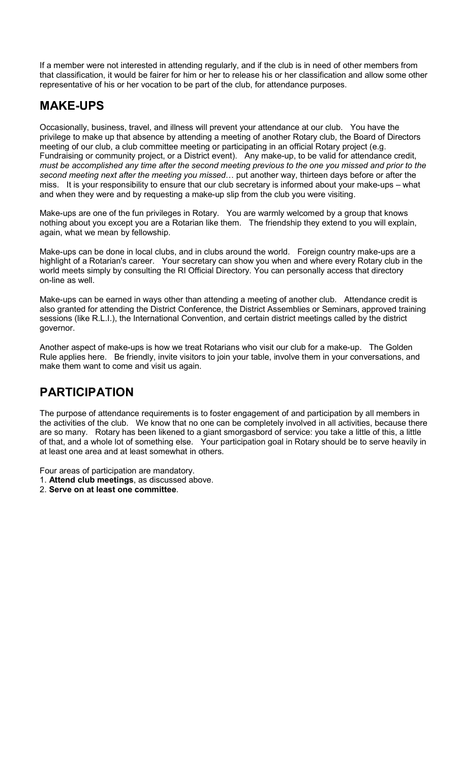If a member were not interested in attending regularly, and if the club is in need of other members from that classification, it would be fairer for him or her to release his or her classification and allow some other representative of his or her vocation to be part of the club, for attendance purposes.

## MAKE-UPS

Occasionally, business, travel, and illness will prevent your attendance at our club. You have the privilege to make up that absence by attending a meeting of another Rotary club, the Board of Directors meeting of our club, a club committee meeting or participating in an official Rotary project (e.g. Fundraising or community project, or a District event). Any make-up, to be valid for attendance credit, *must be accomplished any time after the second meeting previous to the one you missed and prior to the second meeting next after the meeting you missed*… put another way, thirteen days before or after the miss. It is your responsibility to ensure that our club secretary is informed about your make-ups – what and when they were and by requesting a make-up slip from the club you were visiting.

Make-ups are one of the fun privileges in Rotary. You are warmly welcomed by a group that knows nothing about you except you are a Rotarian like them. The friendship they extend to you will explain, again, what we mean by fellowship.

Make-ups can be done in local clubs, and in clubs around the world. Foreign country make-ups are a highlight of a Rotarian's career. Your secretary can show you when and where every Rotary club in the world meets simply by consulting the RI Official Directory. You can personally access that directory on-line as well.

Make-ups can be earned in ways other than attending a meeting of another club. Attendance credit is also granted for attending the District Conference, the District Assemblies or Seminars, approved training sessions (like R.L.I.), the International Convention, and certain district meetings called by the district governor.

Another aspect of make-ups is how we treat Rotarians who visit our club for a make-up. The Golden Rule applies here. Be friendly, invite visitors to join your table, involve them in your conversations, and make them want to come and visit us again.

## PARTICIPATION

The purpose of attendance requirements is to foster engagement of and participation by all members in the activities of the club. We know that no one can be completely involved in all activities, because there are so many. Rotary has been likened to a giant smorgasbord of service: you take a little of this, a little of that, and a whole lot of something else. Your participation goal in Rotary should be to serve heavily in at least one area and at least somewhat in others.

Four areas of participation are mandatory.

1. **Attend club meetings**, as discussed above.
2. **Serve on at least one committee**.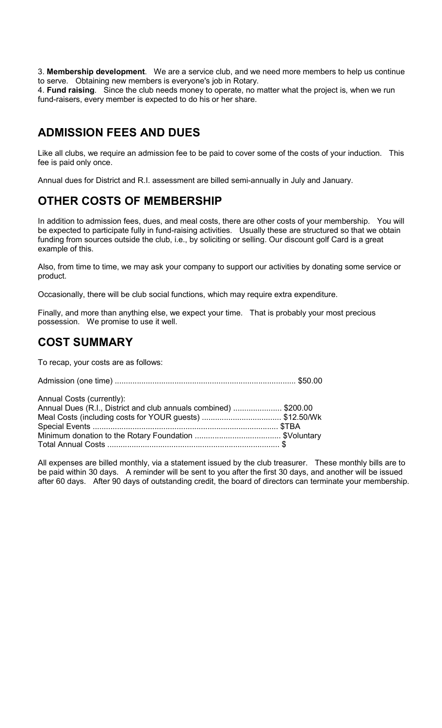3. **Membership development**. We are a service club, and we need more members to help us continue to serve. Obtaining new members is everyone's job in Rotary.
4. **Fund raising**. Since the club needs money to operate, no matter what the project is, when we run fund-raisers, every member is expected to do his or her share.

## ADMISSION FEES AND DUES

Like all clubs, we require an admission fee to be paid to cover some of the costs of your induction. This fee is paid only once.

Annual dues for District and R.I. assessment are billed semi-annually in July and January.

## OTHER COSTS OF MEMBERSHIP

In addition to admission fees, dues, and meal costs, there are other costs of your membership. You will be expected to participate fully in fund-raising activities. Usually these are structured so that we obtain funding from sources outside the club, i.e., by soliciting or selling. Our discount golf Card is a great example of this.

Also, from time to time, we may ask your company to support our activities by donating some service or product.

Occasionally, there will be club social functions, which may require extra expenditure.

Finally, and more than anything else, we expect your time. That is probably your most precious possession. We promise to use it well.

## COST SUMMARY

To recap, your costs are as follows:

Admission (one time) .................................................................................. $50.00

Annual Costs (currently):
Annual Dues (R.I., District and club annuals combined) ...................... $200.00
Meal Costs (including costs for YOUR guests) .................................... $12.50/Wk
Special Events .................................................................................. $TBA
Minimum donation to the Rotary Foundation ...................................... $Voluntary
Total Annual Costs ............................................................................ $

All expenses are billed monthly, via a statement issued by the club treasurer. These monthly bills are to be paid within 30 days. A reminder will be sent to you after the first 30 days, and another will be issued after 60 days. After 90 days of outstanding credit, the board of directors can terminate your membership.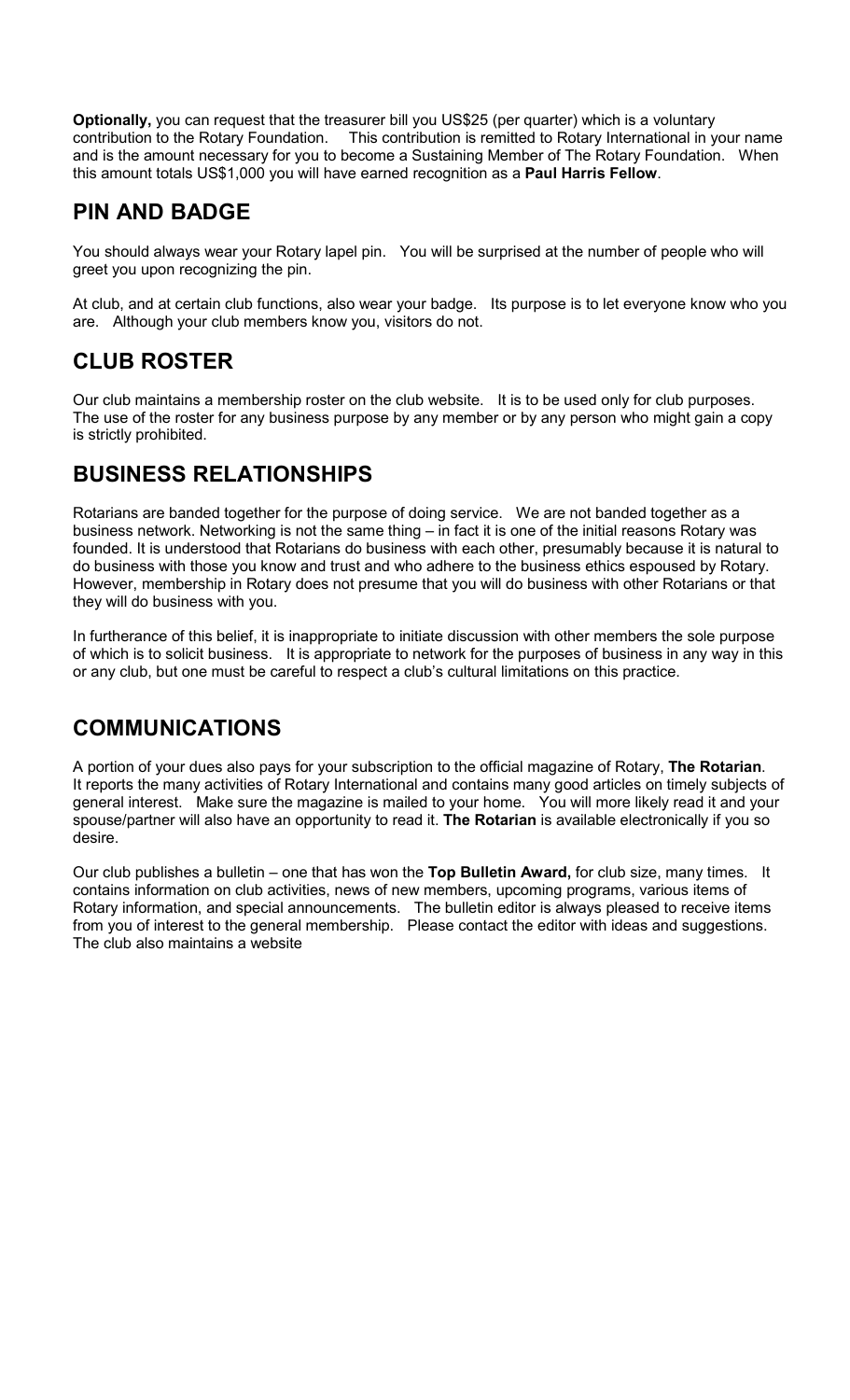**Optionally,** you can request that the treasurer bill you US$25 (per quarter) which is a voluntary contribution to the Rotary Foundation. This contribution is remitted to Rotary International in your name and is the amount necessary for you to become a Sustaining Member of The Rotary Foundation. When this amount totals US$1,000 you will have earned recognition as a **Paul Harris Fellow**.

## PIN AND BADGE

You should always wear your Rotary lapel pin. You will be surprised at the number of people who will greet you upon recognizing the pin.

At club, and at certain club functions, also wear your badge. Its purpose is to let everyone know who you are. Although your club members know you, visitors do not.

## CLUB ROSTER

Our club maintains a membership roster on the club website. It is to be used only for club purposes. The use of the roster for any business purpose by any member or by any person who might gain a copy is strictly prohibited.

## BUSINESS RELATIONSHIPS

Rotarians are banded together for the purpose of doing service. We are not banded together as a business network. Networking is not the same thing – in fact it is one of the initial reasons Rotary was founded. It is understood that Rotarians do business with each other, presumably because it is natural to do business with those you know and trust and who adhere to the business ethics espoused by Rotary. However, membership in Rotary does not presume that you will do business with other Rotarians or that they will do business with you.

In furtherance of this belief, it is inappropriate to initiate discussion with other members the sole purpose of which is to solicit business. It is appropriate to network for the purposes of business in any way in this or any club, but one must be careful to respect a club's cultural limitations on this practice.

## COMMUNICATIONS

A portion of your dues also pays for your subscription to the official magazine of Rotary, **The Rotarian**. It reports the many activities of Rotary International and contains many good articles on timely subjects of general interest. Make sure the magazine is mailed to your home. You will more likely read it and your spouse/partner will also have an opportunity to read it. **The Rotarian** is available electronically if you so desire.

Our club publishes a bulletin – one that has won the **Top Bulletin Award,** for club size, many times. It contains information on club activities, news of new members, upcoming programs, various items of Rotary information, and special announcements. The bulletin editor is always pleased to receive items from you of interest to the general membership. Please contact the editor with ideas and suggestions. The club also maintains a website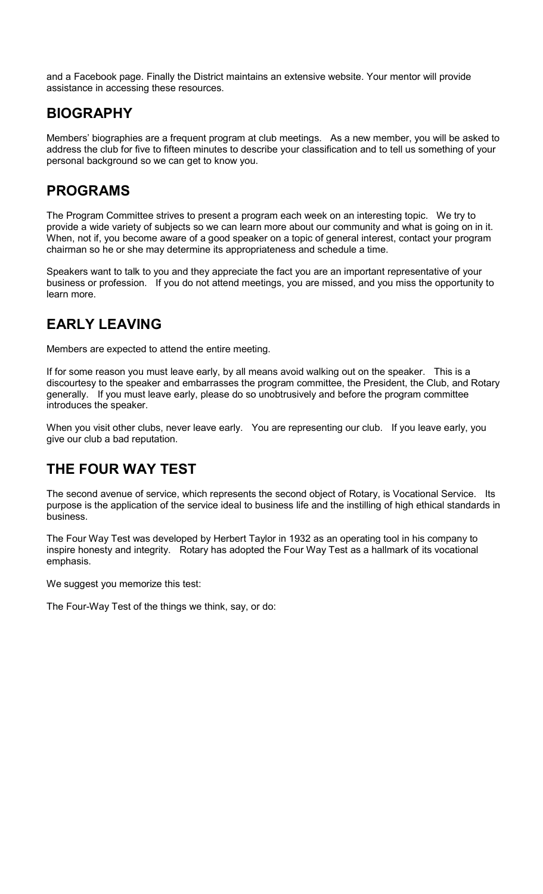and a Facebook page. Finally the District maintains an extensive website. Your mentor will provide assistance in accessing these resources.

## BIOGRAPHY

Members' biographies are a frequent program at club meetings. As a new member, you will be asked to address the club for five to fifteen minutes to describe your classification and to tell us something of your personal background so we can get to know you.

## PROGRAMS

The Program Committee strives to present a program each week on an interesting topic. We try to provide a wide variety of subjects so we can learn more about our community and what is going on in it. When, not if, you become aware of a good speaker on a topic of general interest, contact your program chairman so he or she may determine its appropriateness and schedule a time.

Speakers want to talk to you and they appreciate the fact you are an important representative of your business or profession. If you do not attend meetings, you are missed, and you miss the opportunity to learn more.

## EARLY LEAVING

Members are expected to attend the entire meeting.

If for some reason you must leave early, by all means avoid walking out on the speaker. This is a discourtesy to the speaker and embarrasses the program committee, the President, the Club, and Rotary generally. If you must leave early, please do so unobtrusively and before the program committee introduces the speaker.

When you visit other clubs, never leave early. You are representing our club. If you leave early, you give our club a bad reputation.

## THE FOUR WAY TEST

The second avenue of service, which represents the second object of Rotary, is Vocational Service. Its purpose is the application of the service ideal to business life and the instilling of high ethical standards in business.

The Four Way Test was developed by Herbert Taylor in 1932 as an operating tool in his company to inspire honesty and integrity. Rotary has adopted the Four Way Test as a hallmark of its vocational emphasis.

We suggest you memorize this test:

The Four-Way Test of the things we think, say, or do: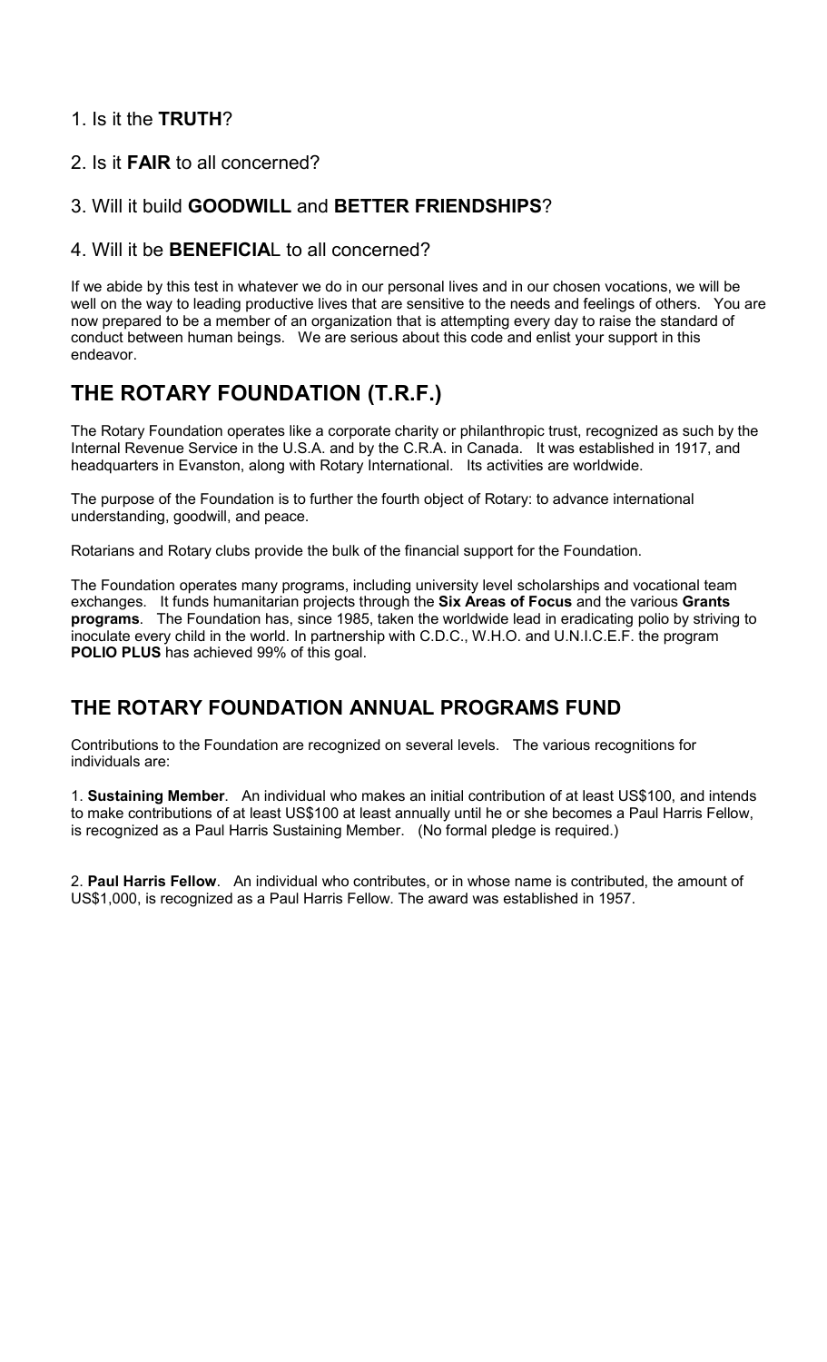1. Is it the **TRUTH**?

2. Is it **FAIR** to all concerned?

3. Will it build **GOODWILL** and **BETTER FRIENDSHIPS**?

4. Will it be **BENEFICIA**L to all concerned?

If we abide by this test in whatever we do in our personal lives and in our chosen vocations, we will be well on the way to leading productive lives that are sensitive to the needs and feelings of others. You are now prepared to be a member of an organization that is attempting every day to raise the standard of conduct between human beings. We are serious about this code and enlist your support in this endeavor.

## THE ROTARY FOUNDATION (T.R.F.)

The Rotary Foundation operates like a corporate charity or philanthropic trust, recognized as such by the Internal Revenue Service in the U.S.A. and by the C.R.A. in Canada. It was established in 1917, and headquarters in Evanston, along with Rotary International. Its activities are worldwide.

The purpose of the Foundation is to further the fourth object of Rotary: to advance international understanding, goodwill, and peace.

Rotarians and Rotary clubs provide the bulk of the financial support for the Foundation.

The Foundation operates many programs, including university level scholarships and vocational team exchanges. It funds humanitarian projects through the **Six Areas of Focus** and the various **Grants programs**. The Foundation has, since 1985, taken the worldwide lead in eradicating polio by striving to inoculate every child in the world. In partnership with C.D.C., W.H.O. and U.N.I.C.E.F. the program **POLIO PLUS** has achieved 99% of this goal.

## THE ROTARY FOUNDATION ANNUAL PROGRAMS FUND

Contributions to the Foundation are recognized on several levels. The various recognitions for individuals are:

1. **Sustaining Member**. An individual who makes an initial contribution of at least US$100, and intends to make contributions of at least US$100 at least annually until he or she becomes a Paul Harris Fellow, is recognized as a Paul Harris Sustaining Member. (No formal pledge is required.)

2. **Paul Harris Fellow**. An individual who contributes, or in whose name is contributed, the amount of US$1,000, is recognized as a Paul Harris Fellow. The award was established in 1957.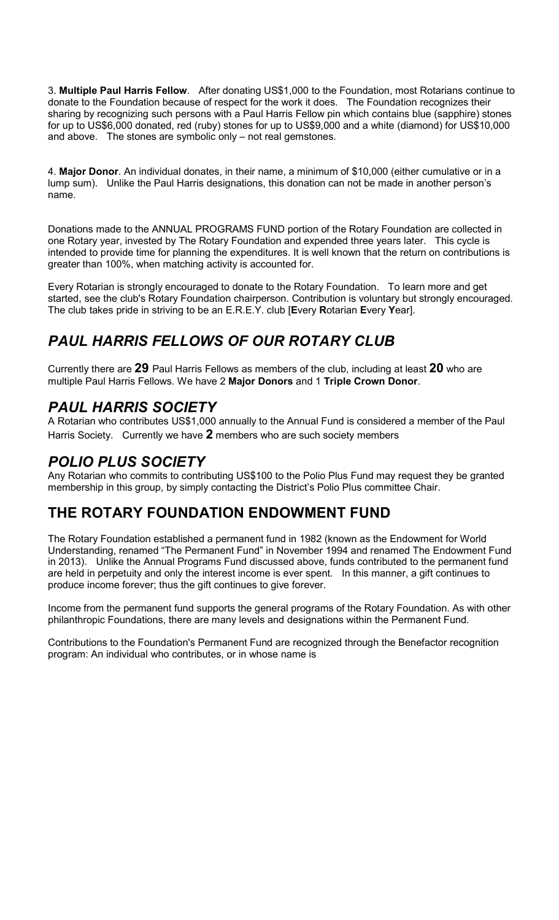3. **Multiple Paul Harris Fellow**. After donating US$1,000 to the Foundation, most Rotarians continue to donate to the Foundation because of respect for the work it does. The Foundation recognizes their sharing by recognizing such persons with a Paul Harris Fellow pin which contains blue (sapphire) stones for up to US$6,000 donated, red (ruby) stones for up to US$9,000 and a white (diamond) for US$10,000 and above. The stones are symbolic only – not real gemstones.

4. **Major Donor**. An individual donates, in their name, a minimum of $10,000 (either cumulative or in a lump sum). Unlike the Paul Harris designations, this donation can not be made in another person's name.

Donations made to the ANNUAL PROGRAMS FUND portion of the Rotary Foundation are collected in one Rotary year, invested by The Rotary Foundation and expended three years later. This cycle is intended to provide time for planning the expenditures. It is well known that the return on contributions is greater than 100%, when matching activity is accounted for.

Every Rotarian is strongly encouraged to donate to the Rotary Foundation. To learn more and get started, see the club's Rotary Foundation chairperson. Contribution is voluntary but strongly encouraged. The club takes pride in striving to be an E.R.E.Y. club [**E**very **R**otarian **E**very **Y**ear].

## *PAUL HARRIS FELLOWS OF OUR ROTARY CLUB*

Currently there are **29** Paul Harris Fellows as members of the club, including at least **20** who are multiple Paul Harris Fellows. We have 2 **Major Donors** and 1 **Triple Crown Donor**.

## *PAUL HARRIS SOCIETY*

A Rotarian who contributes US$1,000 annually to the Annual Fund is considered a member of the Paul Harris Society. Currently we have **2** members who are such society members

## *POLIO PLUS SOCIETY*

Any Rotarian who commits to contributing US$100 to the Polio Plus Fund may request they be granted membership in this group, by simply contacting the District's Polio Plus committee Chair.

## THE ROTARY FOUNDATION ENDOWMENT FUND

The Rotary Foundation established a permanent fund in 1982 (known as the Endowment for World Understanding, renamed "The Permanent Fund" in November 1994 and renamed The Endowment Fund in 2013). Unlike the Annual Programs Fund discussed above, funds contributed to the permanent fund are held in perpetuity and only the interest income is ever spent. In this manner, a gift continues to produce income forever; thus the gift continues to give forever.

Income from the permanent fund supports the general programs of the Rotary Foundation. As with other philanthropic Foundations, there are many levels and designations within the Permanent Fund.

Contributions to the Foundation's Permanent Fund are recognized through the Benefactor recognition program: An individual who contributes, or in whose name is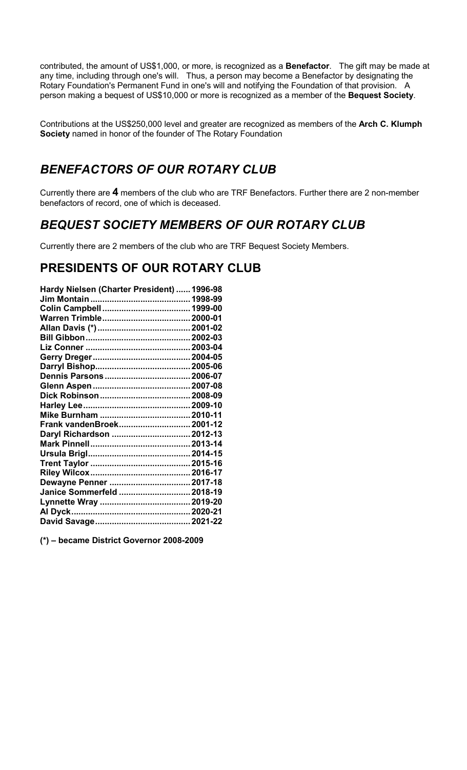contributed, the amount of US$1,000, or more, is recognized as a **Benefactor**. The gift may be made at any time, including through one's will. Thus, a person may become a Benefactor by designating the Rotary Foundation's Permanent Fund in one's will and notifying the Foundation of that provision. A person making a bequest of US$10,000 or more is recognized as a member of the **Bequest Society**.

Contributions at the US$250,000 level and greater are recognized as members of the **Arch C. Klumph Society** named in honor of the founder of The Rotary Foundation

## *BENEFACTORS OF OUR ROTARY CLUB*

Currently there are **4** members of the club who are TRF Benefactors. Further there are 2 non-member benefactors of record, one of which is deceased.

## *BEQUEST SOCIETY MEMBERS OF OUR ROTARY CLUB*

Currently there are 2 members of the club who are TRF Bequest Society Members.

## PRESIDENTS OF OUR ROTARY CLUB

**Hardy Nielsen (Charter President) ...... 1996-98**
**Jim Montain .......................................... 1998-99**
**Colin Campbell ..................................... 1999-00**
**Warren Trimble..................................... 2000-01**
**Allan Davis (\*) ....................................... 2001-02**
**Bill Gibbon ............................................ 2002-03**
**Liz Conner ............................................ 2003-04**
**Gerry Dreger ......................................... 2004-05**
**Darryl Bishop........................................ 2005-06**
**Dennis Parsons .................................... 2006-07**
**Glenn Aspen ......................................... 2007-08**
**Dick Robinson ...................................... 2008-09**
**Harley Lee ............................................. 2009-10**
**Mike Burnham ...................................... 2010-11**
**Frank vandenBroek............................. 2001-12**
**Daryl Richardson ................................. 2012-13**
**Mark Pinnell .......................................... 2013-14**
**Ursula Brigl ........................................... 2014-15**
**Trent Taylor .......................................... 2015-16**
**Riley Wilcox .......................................... 2016-17**
**Dewayne Penner ................................. 2017-18**
**Janice Sommerfeld ............................. 2018-19**
**Lynnette Wray ...................................... 2019-20**
**Al Dyck ................................................. 2020-21**
**David Savage ........................................ 2021-22**

**(\*) – became District Governor 2008-2009**